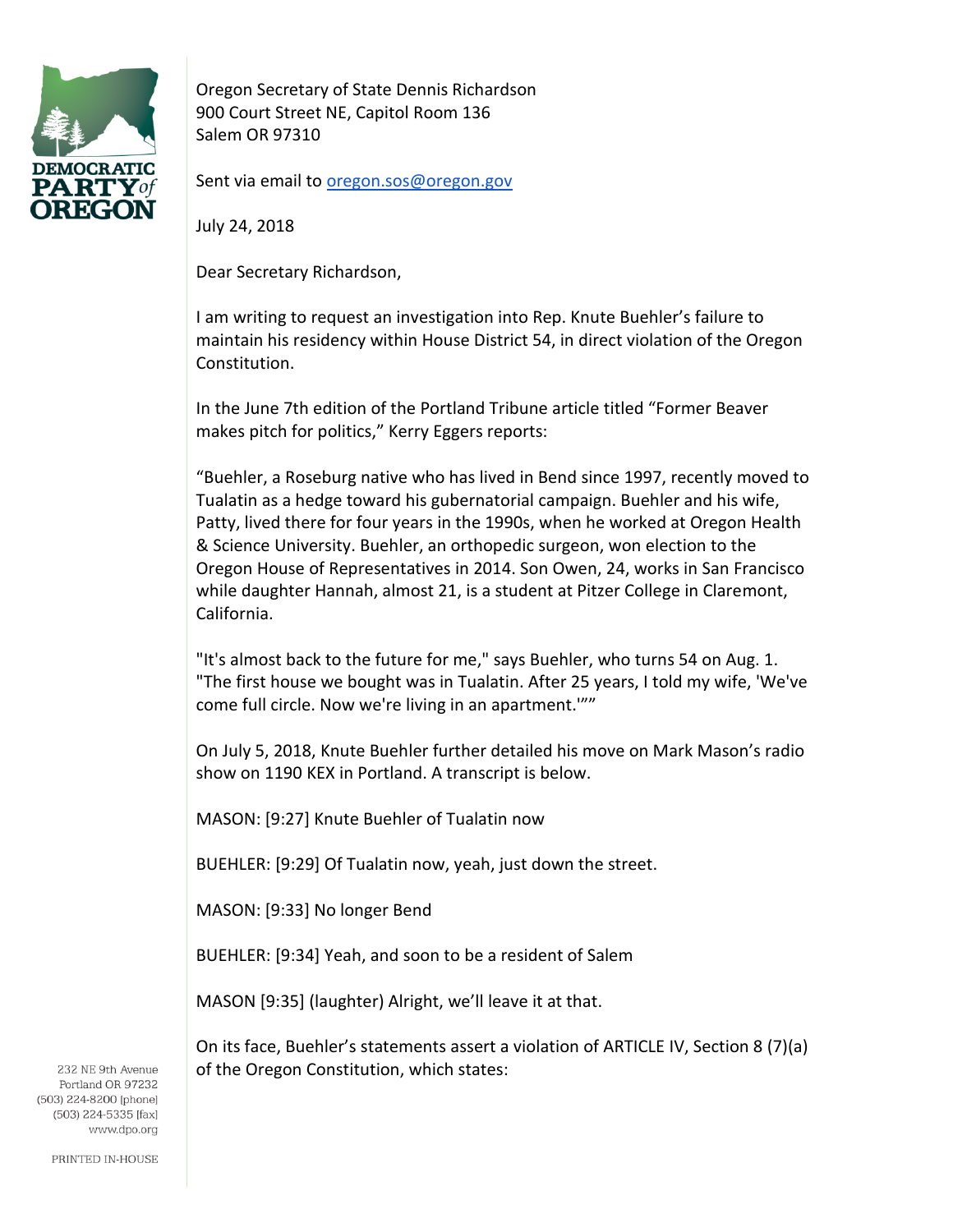**DEMOCRATIC PARTY of OREGON**

Oregon Secretary of State Dennis Richardson
900 Court Street NE, Capitol Room 136
Salem OR 97310

Sent via email to oregon.sos@oregon.gov

July 24, 2018

Dear Secretary Richardson,

I am writing to request an investigation into Rep. Knute Buehler's failure to maintain his residency within House District 54, in direct violation of the Oregon Constitution.

In the June 7th edition of the Portland Tribune article titled "Former Beaver makes pitch for politics," Kerry Eggers reports:

"Buehler, a Roseburg native who has lived in Bend since 1997, recently moved to Tualatin as a hedge toward his gubernatorial campaign. Buehler and his wife, Patty, lived there for four years in the 1990s, when he worked at Oregon Health & Science University. Buehler, an orthopedic surgeon, won election to the Oregon House of Representatives in 2014. Son Owen, 24, works in San Francisco while daughter Hannah, almost 21, is a student at Pitzer College in Claremont, California.

"It's almost back to the future for me," says Buehler, who turns 54 on Aug. 1. "The first house we bought was in Tualatin. After 25 years, I told my wife, 'We've come full circle. Now we're living in an apartment.'""

On July 5, 2018, Knute Buehler further detailed his move on Mark Mason's radio show on 1190 KEX in Portland. A transcript is below.

MASON: [9:27] Knute Buehler of Tualatin now

BUEHLER: [9:29] Of Tualatin now, yeah, just down the street.

MASON: [9:33] No longer Bend

BUEHLER: [9:34] Yeah, and soon to be a resident of Salem

MASON [9:35] (laughter) Alright, we'll leave it at that.

On its face, Buehler's statements assert a violation of ARTICLE IV, Section 8 (7)(a) of the Oregon Constitution, which states:

232 NE 9th Avenue
Portland OR 97232
(503) 224-8200 [phone]
(503) 224-5335 [fax]
www.dpo.org

PRINTED IN-HOUSE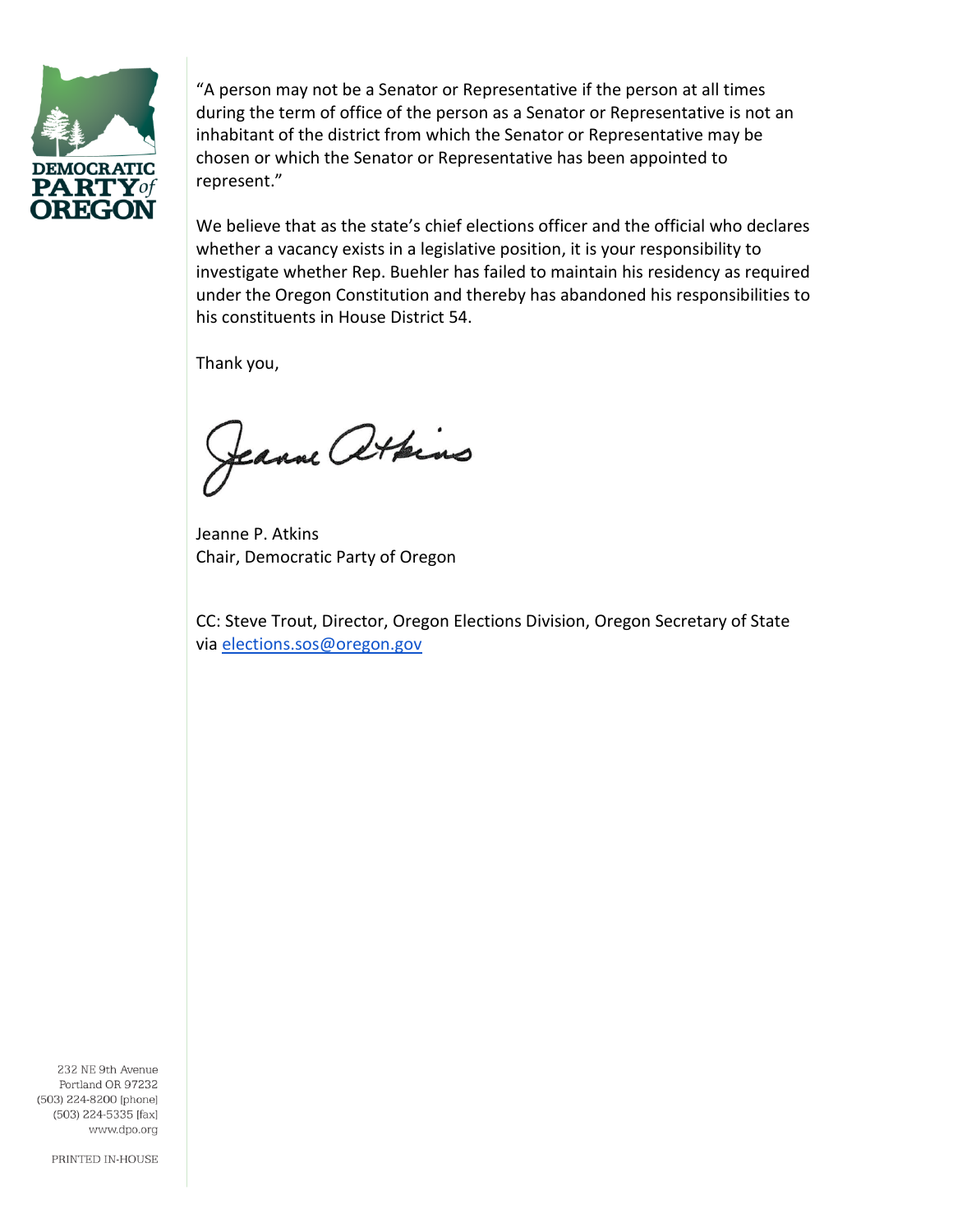"A person may not be a Senator or Representative if the person at all times during the term of office of the person as a Senator or Representative is not an inhabitant of the district from which the Senator or Representative may be chosen or which the Senator or Representative has been appointed to represent."

We believe that as the state's chief elections officer and the official who declares whether a vacancy exists in a legislative position, it is your responsibility to investigate whether Rep. Buehler has failed to maintain his residency as required under the Oregon Constitution and thereby has abandoned his responsibilities to his constituents in House District 54.

Thank you,

Jeanne P. Atkins
Chair, Democratic Party of Oregon

CC: Steve Trout, Director, Oregon Elections Division, Oregon Secretary of State via elections.sos@oregon.gov

232 NE 9th Avenue
Portland OR 97232
(503) 224-8200 [phone]
(503) 224-5335 [fax]
www.dpo.org

PRINTED IN-HOUSE